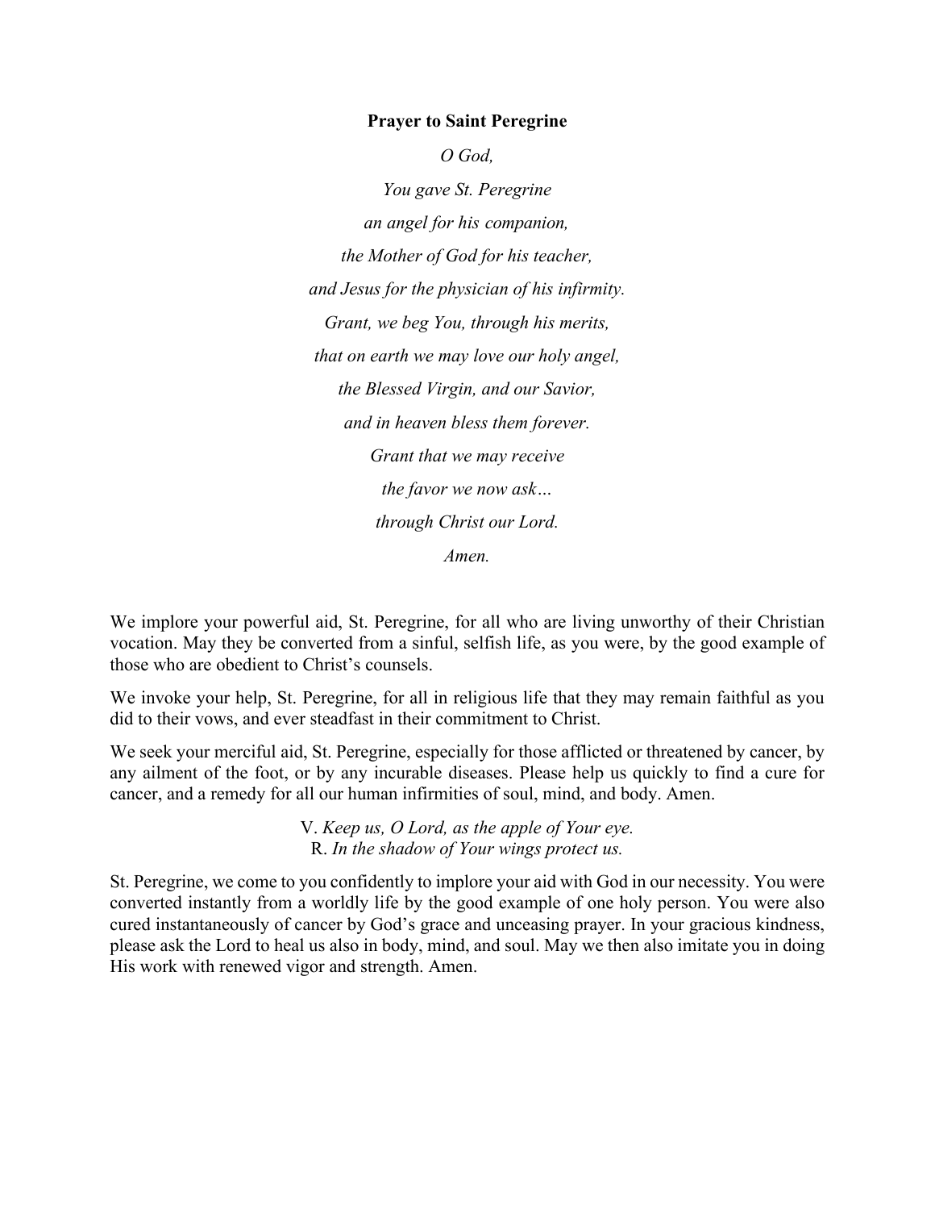**Prayer to Saint Peregrine**

*O God,*

*You gave St. Peregrine*

*an angel for his companion,*

*the Mother of God for his teacher,*

*and Jesus for the physician of his infirmity.*

*Grant, we beg You, through his merits,*

*that on earth we may love our holy angel,*

*the Blessed Virgin, and our Savior,*

*and in heaven bless them forever.*

*Grant that we may receive*

*the favor we now ask…*

*through Christ our Lord.*

*Amen.*

We implore your powerful aid, St. Peregrine, for all who are living unworthy of their Christian vocation. May they be converted from a sinful, selfish life, as you were, by the good example of those who are obedient to Christ's counsels.

We invoke your help, St. Peregrine, for all in religious life that they may remain faithful as you did to their vows, and ever steadfast in their commitment to Christ.

We seek your merciful aid, St. Peregrine, especially for those afflicted or threatened by cancer, by any ailment of the foot, or by any incurable diseases. Please help us quickly to find a cure for cancer, and a remedy for all our human infirmities of soul, mind, and body. Amen.

V. *Keep us, O Lord, as the apple of Your eye.*
R. *In the shadow of Your wings protect us.*

St. Peregrine, we come to you confidently to implore your aid with God in our necessity. You were converted instantly from a worldly life by the good example of one holy person. You were also cured instantaneously of cancer by God's grace and unceasing prayer. In your gracious kindness, please ask the Lord to heal us also in body, mind, and soul. May we then also imitate you in doing His work with renewed vigor and strength. Amen.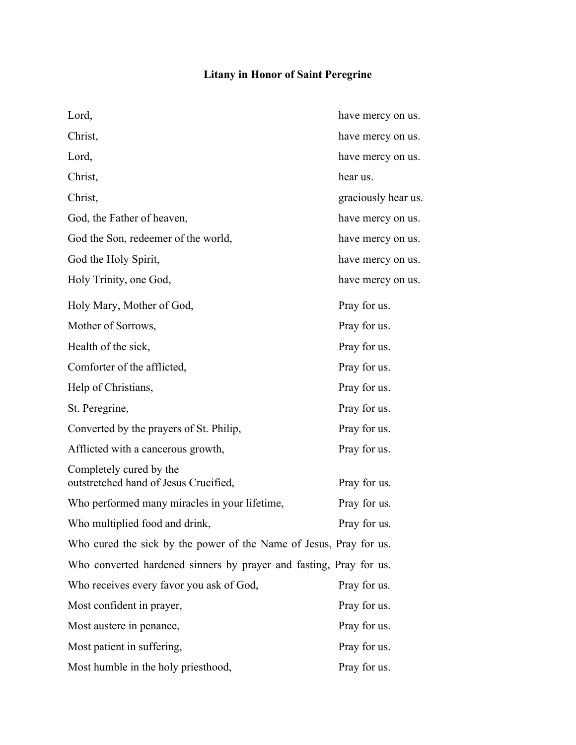## Litany in Honor of Saint Peregrine

| | |
|---|---|
| Lord, | have mercy on us. |
| Christ, | have mercy on us. |
| Lord, | have mercy on us. |
| Christ, | hear us. |
| Christ, | graciously hear us. |
| God, the Father of heaven, | have mercy on us. |
| God the Son, redeemer of the world, | have mercy on us. |
| God the Holy Spirit, | have mercy on us. |
| Holy Trinity, one God, | have mercy on us. |
| Holy Mary, Mother of God, | Pray for us. |
| Mother of Sorrows, | Pray for us. |
| Health of the sick, | Pray for us. |
| Comforter of the afflicted, | Pray for us. |
| Help of Christians, | Pray for us. |
| St. Peregrine, | Pray for us. |
| Converted by the prayers of St. Philip, | Pray for us. |
| Afflicted with a cancerous growth, | Pray for us. |
| Completely cured by the outstretched hand of Jesus Crucified, | Pray for us. |
| Who performed many miracles in your lifetime, | Pray for us. |
| Who multiplied food and drink, | Pray for us. |
| Who cured the sick by the power of the Name of Jesus, | Pray for us. |
| Who converted hardened sinners by prayer and fasting, | Pray for us. |
| Who receives every favor you ask of God, | Pray for us. |
| Most confident in prayer, | Pray for us. |
| Most austere in penance, | Pray for us. |
| Most patient in suffering, | Pray for us. |
| Most humble in the holy priesthood, | Pray for us. |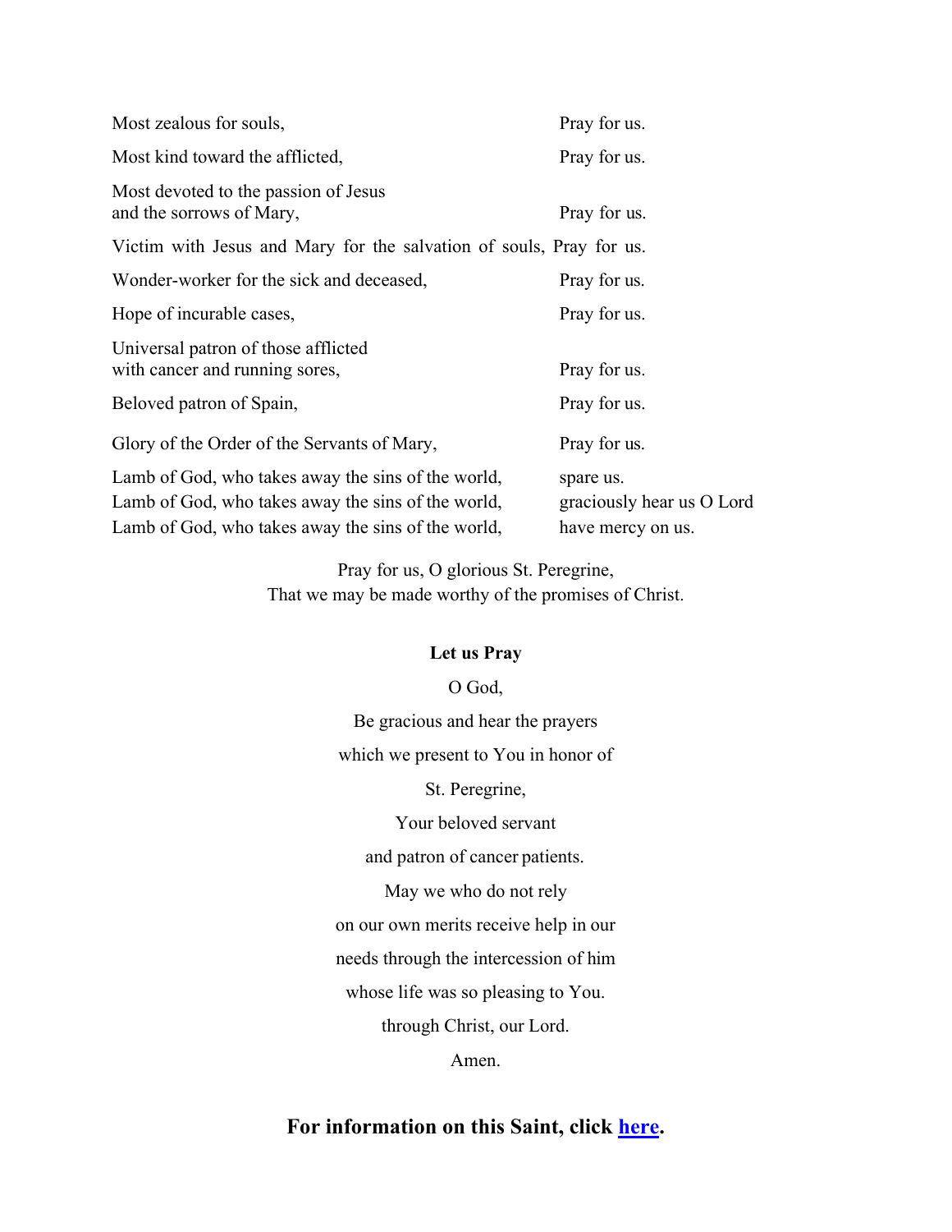Most zealous for souls, Pray for us.

Most kind toward the afflicted, Pray for us.

Most devoted to the passion of Jesus
and the sorrows of Mary, Pray for us.

Victim with Jesus and Mary for the salvation of souls, Pray for us.

Wonder-worker for the sick and deceased, Pray for us.

Hope of incurable cases, Pray for us.

Universal patron of those afflicted
with cancer and running sores, Pray for us.

Beloved patron of Spain, Pray for us.

Glory of the Order of the Servants of Mary, Pray for us.

Lamb of God, who takes away the sins of the world, spare us.
Lamb of God, who takes away the sins of the world, graciously hear us O Lord
Lamb of God, who takes away the sins of the world, have mercy on us.

Pray for us, O glorious St. Peregrine,
That we may be made worthy of the promises of Christ.

**Let us Pray**

O God,

Be gracious and hear the prayers

which we present to You in honor of

St. Peregrine,

Your beloved servant

and patron of cancer patients.

May we who do not rely

on our own merits receive help in our

needs through the intercession of him

whose life was so pleasing to You.

through Christ, our Lord.

Amen.

**For information on this Saint, click here.**